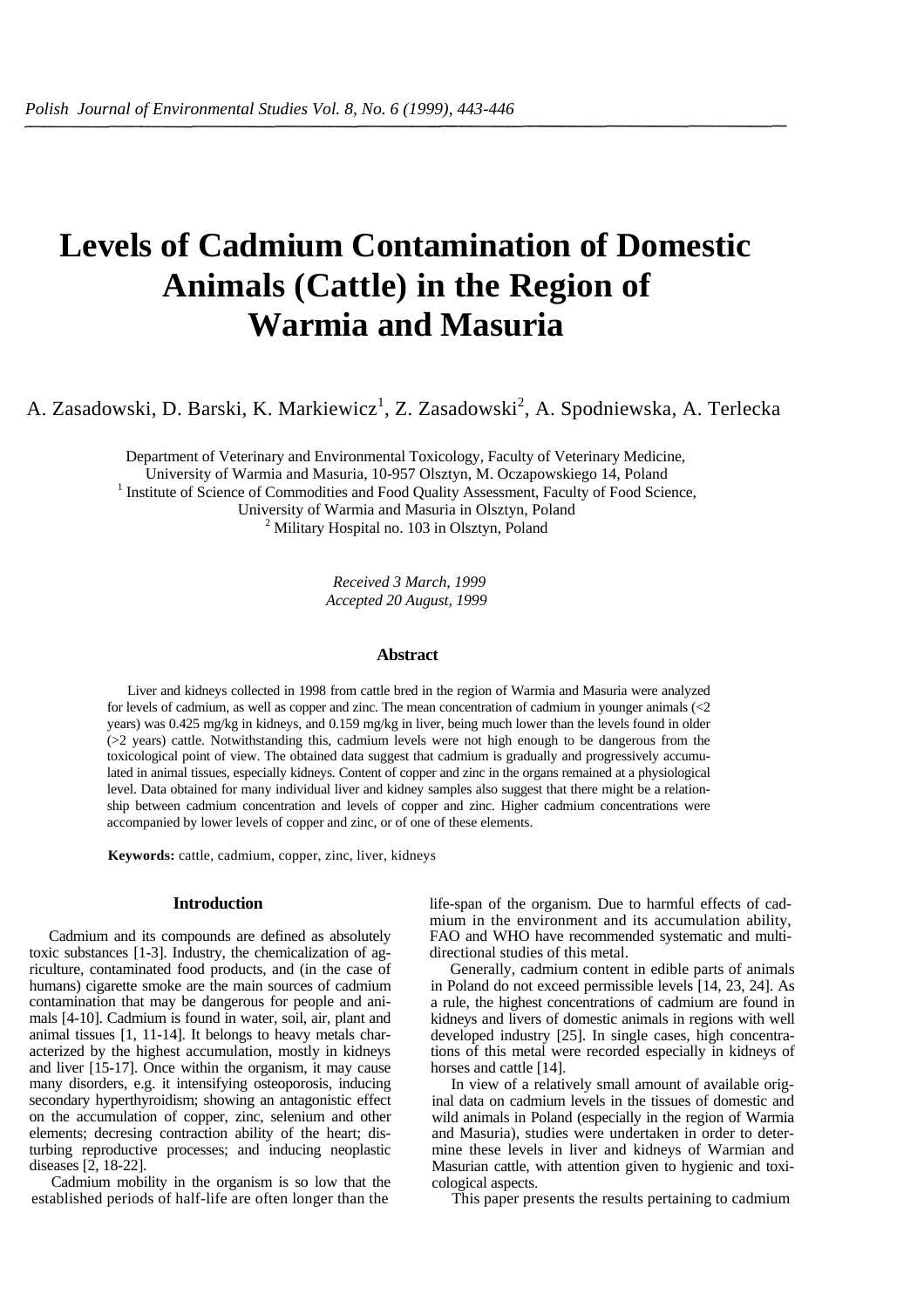# Levels of Cadmium Contamination of Domestic Animals (Cattle) in the Region of Warmia and Masuria

A. Zasadowski, D. Barski, K. Markiewicz[1], Z. Zasadowski[2], A. Spodniewska, A. Terlecka

Department of Veterinary and Environmental Toxicology, Faculty of Veterinary Medicine, University of Warmia and Masuria, 10-957 Olsztyn, M. Oczapowskiego 14, Poland
[1] Institute of Science of Commodities and Food Quality Assessment, Faculty of Food Science, University of Warmia and Masuria in Olsztyn, Poland
[2] Military Hospital no. 103 in Olsztyn, Poland

*Received 3 March, 1999*
*Accepted 20 August, 1999*

### Abstract

Liver and kidneys collected in 1998 from cattle bred in the region of Warmia and Masuria were analyzed for levels of cadmium, as well as copper and zinc. The mean concentration of cadmium in younger animals (<2 years) was 0.425 mg/kg in kidneys, and 0.159 mg/kg in liver, being much lower than the levels found in older (>2 years) cattle. Notwithstanding this, cadmium levels were not high enough to be dangerous from the toxicological point of view. The obtained data suggest that cadmium is gradually and progressively accumulated in animal tissues, especially kidneys. Content of copper and zinc in the organs remained at a physiological level. Data obtained for many individual liver and kidney samples also suggest that there might be a relationship between cadmium concentration and levels of copper and zinc. Higher cadmium concentrations were accompanied by lower levels of copper and zinc, or of one of these elements.

**Keywords:** cattle, cadmium, copper, zinc, liver, kidneys

## Introduction

Cadmium and its compounds are defined as absolutely toxic substances [1-3]. Industry, the chemicalization of agriculture, contaminated food products, and (in the case of humans) cigarette smoke are the main sources of cadmium contamination that may be dangerous for people and animals [4-10]. Cadmium is found in water, soil, air, plant and animal tissues [1, 11-14]. It belongs to heavy metals characterized by the highest accumulation, mostly in kidneys and liver [15-17]. Once within the organism, it may cause many disorders, e.g. it intensifying osteoporosis, inducing secondary hyperthyroidism; showing an antagonistic effect on the accumulation of copper, zinc, selenium and other elements; decresing contraction ability of the heart; disturbing reproductive processes; and inducing neoplastic diseases [2, 18-22].

Cadmium mobility in the organism is so low that the established periods of half-life are often longer than the life-span of the organism. Due to harmful effects of cadmium in the environment and its accumulation ability, FAO and WHO have recommended systematic and multi-directional studies of this metal.

Generally, cadmium content in edible parts of animals in Poland do not exceed permissible levels [14, 23, 24]. As a rule, the highest concentrations of cadmium are found in kidneys and livers of domestic animals in regions with well developed industry [25]. In single cases, high concentrations of this metal were recorded especially in kidneys of horses and cattle [14].

In view of a relatively small amount of available original data on cadmium levels in the tissues of domestic and wild animals in Poland (especially in the region of Warmia and Masuria), studies were undertaken in order to determine these levels in liver and kidneys of Warmian and Masurian cattle, with attention given to hygienic and toxicological aspects.

This paper presents the results pertaining to cadmium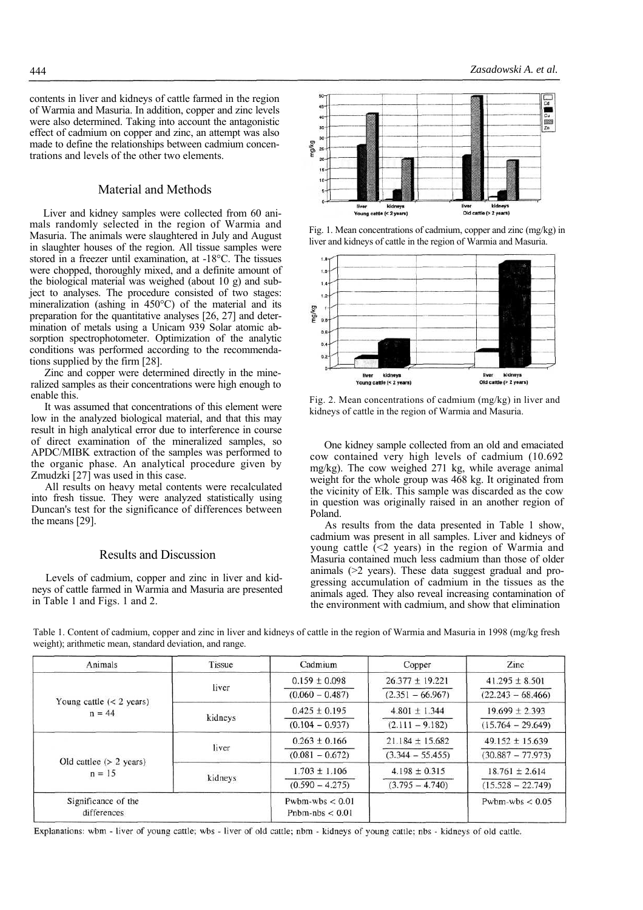contents in liver and kidneys of cattle farmed in the region of Warmia and Masuria. In addition, copper and zinc levels were also determined. Taking into account the antagonistic effect of cadmium on copper and zinc, an attempt was also made to define the relationships between cadmium concentrations and levels of the other two elements.

## Material and Methods

Liver and kidney samples were collected from 60 animals randomly selected in the region of Warmia and Masuria. The animals were slaughtered in July and August in slaughter houses of the region. All tissue samples were stored in a freezer until examination, at -18°C. The tissues were chopped, thoroughly mixed, and a definite amount of the biological material was weighed (about 10 g) and subject to analyses. The procedure consisted of two stages: mineralization (ashing in 450°C) of the material and its preparation for the quantitative analyses [26, 27] and determination of metals using a Unicam 939 Solar atomic absorption spectrophotometer. Optimization of the analytic conditions was performed according to the recommendations supplied by the firm [28].

Zinc and copper were determined directly in the mineralized samples as their concentrations were high enough to enable this.

It was assumed that concentrations of this element were low in the analyzed biological material, and that this may result in high analytical error due to interference in course of direct examination of the mineralized samples, so APDC/MIBK extraction of the samples was performed to the organic phase. An analytical procedure given by Zmudzki [27] was used in this case.

All results on heavy metal contents were recalculated into fresh tissue. They were analyzed statistically using Duncan's test for the significance of differences between the means [29].

## Results and Discussion

Levels of cadmium, copper and zinc in liver and kidneys of cattle farmed in Warmia and Masuria are presented in Table 1 and Figs. 1 and 2.

Fig. 1. Mean concentrations of cadmium, copper and zinc (mg/kg) in liver and kidneys of cattle in the region of Warmia and Masuria.

Fig. 2. Mean concentrations of cadmium (mg/kg) in liver and kidneys of cattle in the region of Warmia and Masuria.

One kidney sample collected from an old and emaciated cow contained very high levels of cadmium (10.692 mg/kg). The cow weighed 271 kg, while average animal weight for the whole group was 468 kg. It originated from the vicinity of Ełk. This sample was discarded as the cow in question was originally raised in an another region of Poland.

As results from the data presented in Table 1 show, cadmium was present in all samples. Liver and kidneys of young cattle (<2 years) in the region of Warmia and Masuria contained much less cadmium than those of older animals (>2 years). These data suggest gradual and progressing accumulation of cadmium in the tissues as the animals aged. They also reveal increasing contamination of the environment with cadmium, and show that elimination

Table 1. Content of cadmium, copper and zinc in liver and kidneys of cattle in the region of Warmia and Masuria in 1998 (mg/kg fresh weight); arithmetic mean, standard deviation, and range.

| Animals | Tissue | Cadmium | Copper | Zinc |
|---|---|---|---|---|
| Young cattle (< 2 years) n = 44 | liver | 0.159 ± 0.098 | 26.377 ± 19.221 | 41.295 ± 8.501 |
| | | (0.060 – 0.487) | (2.351 – 66.967) | (22.243 – 68.466) |
| | kidneys | 0.425 ± 0.195 | 4.801 ± 1.344 | 19.699 ± 2.393 |
| | | (0.104 – 0.937) | (2.111 – 9.182) | (15.764 – 29.649) |
| Old cattlee (> 2 years) n = 15 | liver | 0.263 ± 0.166 | 21.184 ± 15.682 | 49.152 ± 15.639 |
| | | (0.081 – 0.672) | (3.344 – 55.455) | (30.887 – 77.973) |
| | kidneys | 1.703 ± 1.106 | 4.198 ± 0.315 | 18.761 ± 2.614 |
| | | (0.590 – 4.275) | (3.795 – 4.740) | (15.528 – 22.749) |
| Significance of the differences | | Pwbm-wbs < 0.01 Pnbm-nbs < 0.01 | | Pwbm-wbs < 0.05 |

Explanations: wbm - liver of young cattle; wbs - liver of old cattle; nbm - kidneys of young cattle; nbs - kidneys of old cattle.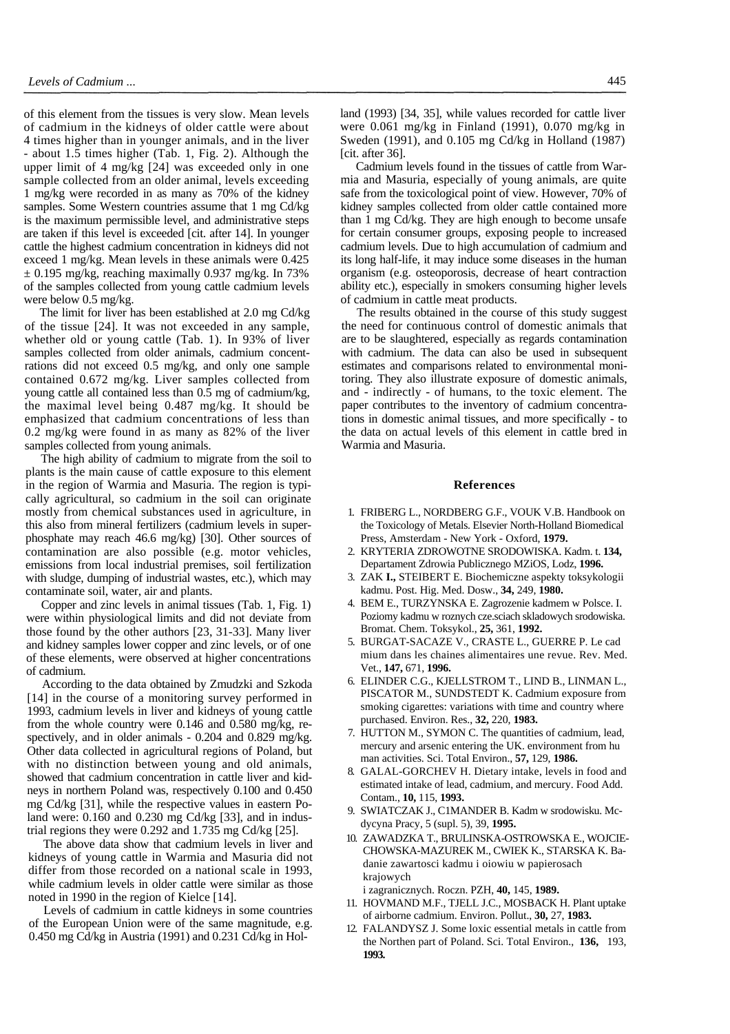of this element from the tissues is very slow. Mean levels of cadmium in the kidneys of older cattle were about 4 times higher than in younger animals, and in the liver - about 1.5 times higher (Tab. 1, Fig. 2). Although the upper limit of 4 mg/kg [24] was exceeded only in one sample collected from an older animal, levels exceeding 1 mg/kg were recorded in as many as 70% of the kidney samples. Some Western countries assume that 1 mg Cd/kg is the maximum permissible level, and administrative steps are taken if this level is exceeded [cit. after 14]. In younger cattle the highest cadmium concentration in kidneys did not exceed 1 mg/kg. Mean levels in these animals were 0.425 ± 0.195 mg/kg, reaching maximally 0.937 mg/kg. In 73% of the samples collected from young cattle cadmium levels were below 0.5 mg/kg.

The limit for liver has been established at 2.0 mg Cd/kg of the tissue [24]. It was not exceeded in any sample, whether old or young cattle (Tab. 1). In 93% of liver samples collected from older animals, cadmium concentrations did not exceed 0.5 mg/kg, and only one sample contained 0.672 mg/kg. Liver samples collected from young cattle all contained less than 0.5 mg of cadmium/kg, the maximal level being 0.487 mg/kg. It should be emphasized that cadmium concentrations of less than 0.2 mg/kg were found in as many as 82% of the liver samples collected from young animals.

The high ability of cadmium to migrate from the soil to plants is the main cause of cattle exposure to this element in the region of Warmia and Masuria. The region is typically agricultural, so cadmium in the soil can originate mostly from chemical substances used in agriculture, in this also from mineral fertilizers (cadmium levels in superphosphate may reach 46.6 mg/kg) [30]. Other sources of contamination are also possible (e.g. motor vehicles, emissions from local industrial premises, soil fertilization with sludge, dumping of industrial wastes, etc.), which may contaminate soil, water, air and plants.

Copper and zinc levels in animal tissues (Tab. 1, Fig. 1) were within physiological limits and did not deviate from those found by the other authors [23, 31-33]. Many liver and kidney samples lower copper and zinc levels, or of one of these elements, were observed at higher concentrations of cadmium.

According to the data obtained by Zmudzki and Szkoda [14] in the course of a monitoring survey performed in 1993, cadmium levels in liver and kidneys of young cattle from the whole country were 0.146 and 0.580 mg/kg, respectively, and in older animals - 0.204 and 0.829 mg/kg. Other data collected in agricultural regions of Poland, but with no distinction between young and old animals, showed that cadmium concentration in cattle liver and kidneys in northern Poland was, respectively 0.100 and 0.450 mg Cd/kg [31], while the respective values in eastern Poland were: 0.160 and 0.230 mg Cd/kg [33], and in industrial regions they were 0.292 and 1.735 mg Cd/kg [25].

The above data show that cadmium levels in liver and kidneys of young cattle in Warmia and Masuria did not differ from those recorded on a national scale in 1993, while cadmium levels in older cattle were similar as those noted in 1990 in the region of Kielce [14].

Levels of cadmium in cattle kidneys in some countries of the European Union were of the same magnitude, e.g. 0.450 mg Cd/kg in Austria (1991) and 0.231 Cd/kg in Holland (1993) [34, 35], while values recorded for cattle liver were 0.061 mg/kg in Finland (1991), 0.070 mg/kg in Sweden (1991), and 0.105 mg Cd/kg in Holland (1987) [cit. after 36].

Cadmium levels found in the tissues of cattle from Warmia and Masuria, especially of young animals, are quite safe from the toxicological point of view. However, 70% of kidney samples collected from older cattle contained more than 1 mg Cd/kg. They are high enough to become unsafe for certain consumer groups, exposing people to increased cadmium levels. Due to high accumulation of cadmium and its long half-life, it may induce some diseases in the human organism (e.g. osteoporosis, decrease of heart contraction ability etc.), especially in smokers consuming higher levels of cadmium in cattle meat products.

The results obtained in the course of this study suggest the need for continuous control of domestic animals that are to be slaughtered, especially as regards contamination with cadmium. The data can also be used in subsequent estimates and comparisons related to environmental monitoring. They also illustrate exposure of domestic animals, and - indirectly - of humans, to the toxic element. The paper contributes to the inventory of cadmium concentrations in domestic animal tissues, and more specifically - to the data on actual levels of this element in cattle bred in Warmia and Masuria.

## References

1. FRIBERG L., NORDBERG G.F., VOUK V.B. Handbook on the Toxicology of Metals. Elsevier North-Holland Biomedical Press, Amsterdam - New York - Oxford, **1979.**
2. KRYTERIA ZDROWOTNE SRODOWISKA. Kadm. t. **134,** Departament Zdrowia Publicznego MZiOS, Lodz, **1996.**
3. ZAK **I.,** STEIBERT E. Biochemiczne aspekty toksykologii kadmu. Post. Hig. Med. Dosw., **34,** 249, **1980.**
4. BEM E., TURZYNSKA E. Zagrozenie kadmem w Polsce. I. Poziomy kadmu w roznych cze.sciach skladowych srodowiska. Bromat. Chem. Toksykol., **25,** 361, **1992.**
5. BURGAT-SACAZE V., CRASTE L., GUERRE P. Le cad mium dans les chaines alimentaires une revue. Rev. Med. Vet., **147,** 671, **1996.**
6. ELINDER C.G., KJELLSTROM T., LIND B., LINMAN L., PISCATOR M., SUNDSTEDT K. Cadmium exposure from smoking cigarettes: variations with time and country where purchased. Environ. Res., **32,** 220, **1983.**
7. HUTTON M., SYMON C. The quantities of cadmium, lead, mercury and arsenic entering the UK. environment from hu man activities. Sci. Total Environ., **57,** 129, **1986.**
8. GALAL-GORCHEV H. Dietary intake, levels in food and estimated intake of lead, cadmium, and mercury. Food Add. Contam., **10,** 115, **1993.**
9. SWIATCZAK J., C1MANDER B. Kadm w srodowisku. Mcdycyna Pracy, 5 (supl. 5), 39, **1995.**
10. ZAWADZKA T., BRULINSKA-OSTROWSKA E., WOJCIECHOWSKA-MAZUREK M., CWIEK K., STARSKA K. Badanie zawartosci kadmu i oiowiu w papierosach krajowych i zagranicznych. Roczn. PZH, **40,** 145, **1989.**
11. HOVMAND M.F., TJELL J.C., MOSBACK H. Plant uptake of airborne cadmium. Environ. Pollut., **30,** 27, **1983.**
12. FALANDYSZ J. Some loxic essential metals in cattle from the Northen part of Poland. Sci. Total Environ., **136,** 193, **1993.**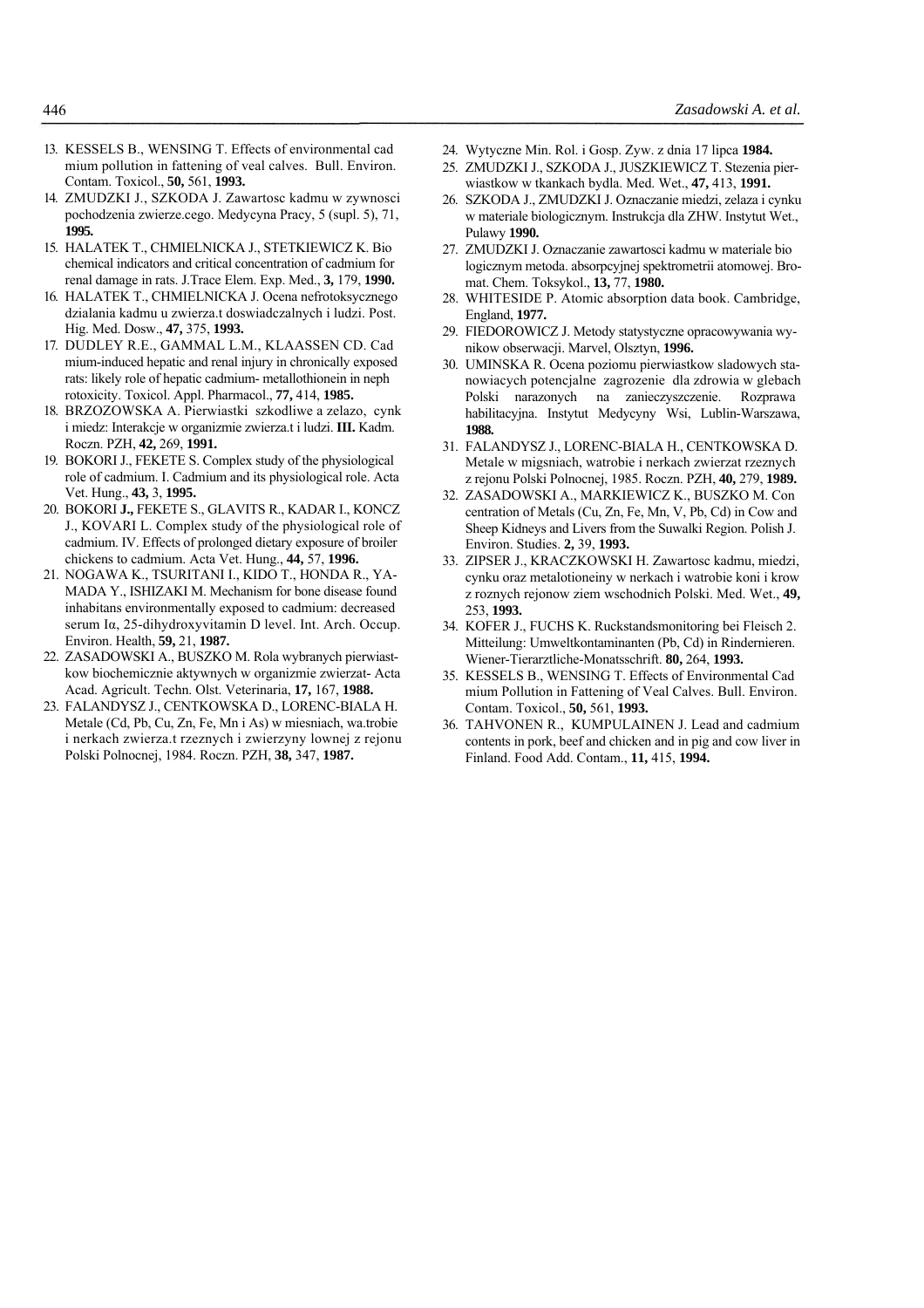13. KESSELS B., WENSING T. Effects of environmental cad mium pollution in fattening of veal calves. Bull. Environ. Contam. Toxicol., **50,** 561, **1993.**
14. ZMUDZKI J., SZKODA J. Zawartosc kadmu w zywnosci pochodzenia zwierze.cego. Medycyna Pracy, 5 (supl. 5), 71, **1995.**
15. HALATEK T., CHMIELNICKA J., STETKIEWICZ K. Bio chemical indicators and critical concentration of cadmium for renal damage in rats. J.Trace Elem. Exp. Med., **3,** 179, **1990.**
16. HALATEK T., CHMIELNICKA J. Ocena nefrotoksycznego dzialania kadmu u zwierza.t doswiadczalnych i ludzi. Post. Hig. Med. Dosw., **47,** 375, **1993.**
17. DUDLEY R.E., GAMMAL L.M., KLAASSEN CD. Cad mium-induced hepatic and renal injury in chronically exposed rats: likely role of hepatic cadmium- metallothionein in neph rotoxicity. Toxicol. Appl. Pharmacol., **77,** 414, **1985.**
18. BRZOZOWSKA A. Pierwiastki szkodliwe a zelazo, cynk i miedz: Interakcje w organizmie zwierza.t i ludzi. **III.** Kadm. Roczn. PZH, **42,** 269, **1991.**
19. BOKORI J., FEKETE S. Complex study of the physiological role of cadmium. I. Cadmium and its physiological role. Acta Vet. Hung., **43,** 3, **1995.**
20. BOKORI **J.,** FEKETE S., GLAVITS R., KADAR I., KONCZ J., KOVARI L. Complex study of the physiological role of cadmium. IV. Effects of prolonged dietary exposure of broiler chickens to cadmium. Acta Vet. Hung., **44,** 57, **1996.**
21. NOGAWA K., TSURITANI I., KIDO T., HONDA R., YAMADA Y., ISHIZAKI M. Mechanism for bone disease found inhabitans environmentally exposed to cadmium: decreased serum Iα, 25-dihydroxyvitamin D level. Int. Arch. Occup. Environ. Health, **59,** 21, **1987.**
22. ZASADOWSKI A., BUSZKO M. Rola wybranych pierwiastkow biochemicznie aktywnych w organizmie zwierzat- Acta Acad. Agricult. Techn. Olst. Veterinaria, **17,** 167, **1988.**
23. FALANDYSZ J., CENTKOWSKA D., LORENC-BIALA H. Metale (Cd, Pb, Cu, Zn, Fe, Mn i As) w miesniach, wa.trobie i nerkach zwierza.t rzeznych i zwierzyny lownej z rejonu Polski Polnocnej, 1984. Roczn. PZH, **38,** 347, **1987.**
24. Wytyczne Min. Rol. i Gosp. Zyw. z dnia 17 lipca **1984.**
25. ZMUDZKI J., SZKODA J., JUSZKIEWICZ T. Stezenia pierwiastkow w tkankach bydla. Med. Wet., **47,** 413, **1991.**
26. SZKODA J., ZMUDZKI J. Oznaczanie miedzi, zelaza i cynku w materiale biologicznym. Instrukcja dla ZHW. Instytut Wet., Pulawy **1990.**
27. ZMUDZKI J. Oznaczanie zawartosci kadmu w materiale bio logicznym metoda. absorpcyjnej spektrometrii atomowej. Bromat. Chem. Toksykol., **13,** 77, **1980.**
28. WHITESIDE P. Atomic absorption data book. Cambridge, England, **1977.**
29. FIEDOROWICZ J. Metody statystyczne opracowywania wynikow obserwacji. Marvel, Olsztyn, **1996.**
30. UMINSKA R. Ocena poziomu pierwiastkow sladowych stanowiacych potencjalne zagrozenie dla zdrowia w glebach Polski narazonych na zanieczyszczenie. Rozprawa habilitacyjna. Instytut Medycyny Wsi, Lublin-Warszawa, **1988.**
31. FALANDYSZ J., LORENC-BIALA H., CENTKOWSKA D. Metale w migsniach, watrobie i nerkach zwierzat rzeznych z rejonu Polski Polnocnej, 1985. Roczn. PZH, **40,** 279, **1989.**
32. ZASADOWSKI A., MARKIEWICZ K., BUSZKO M. Con centration of Metals (Cu, Zn, Fe, Mn, V, Pb, Cd) in Cow and Sheep Kidneys and Livers from the Suwalki Region. Polish J. Environ. Studies. **2,** 39, **1993.**
33. ZIPSER J., KRACZKOWSKI H. Zawartosc kadmu, miedzi, cynku oraz metalotioneiny w nerkach i watrobie koni i krow z roznych rejonow ziem wschodnich Polski. Med. Wet., **49,** 253, **1993.**
34. KOFER J., FUCHS K. Ruckstandsmonitoring bei Fleisch 2. Mitteilung: Umweltkontaminanten (Pb, Cd) in Rindernieren. Wiener-Tierarztliche-Monatsschrift. **80,** 264, **1993.**
35. KESSELS B., WENSING T. Effects of Environmental Cad mium Pollution in Fattening of Veal Calves. Bull. Environ. Contam. Toxicol., **50,** 561, **1993.**
36. TAHVONEN R., KUMPULAINEN J. Lead and cadmium contents in pork, beef and chicken and in pig and cow liver in Finland. Food Add. Contam., **11,** 415, **1994.**